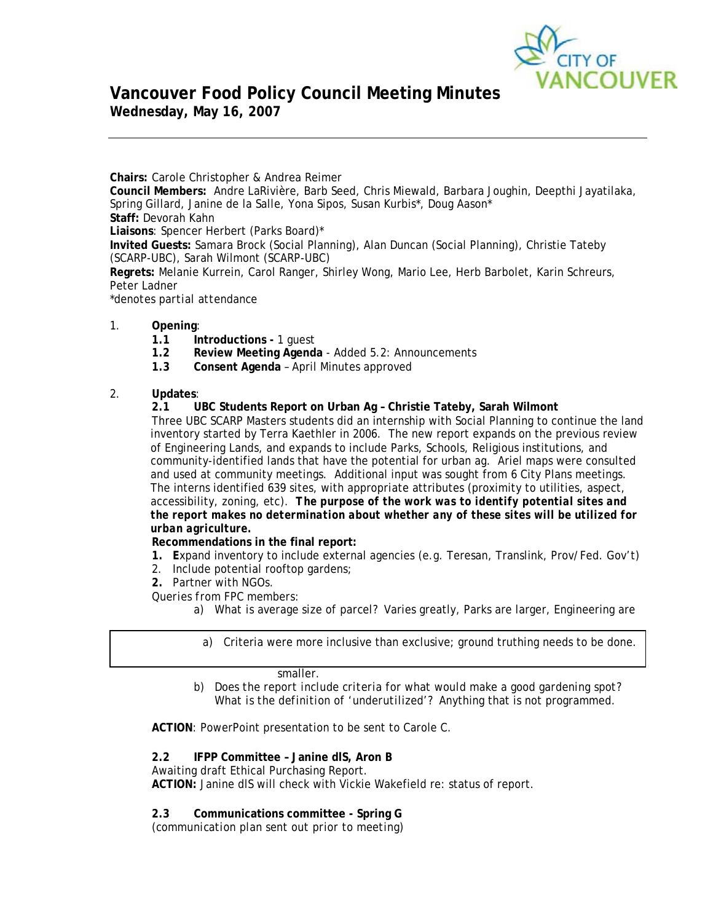# Vancouver Food Policy Council Meeting Minutes

**Wednesday, May 16, 2007**

---

**Chairs:** Carole Christopher & Andrea Reimer
**Council Members:** Andre LaRivière, Barb Seed, Chris Miewald, Barbara Joughin, Deepthi Jayatilaka, Spring Gillard, Janine de la Salle, Yona Sipos, Susan Kurbis*, Doug Aason*
**Staff:** Devorah Kahn
**Liaisons**: Spencer Herbert (Parks Board)*
**Invited Guests:** Samara Brock (Social Planning), Alan Duncan (Social Planning), Christie Tateby (SCARP-UBC), Sarah Wilmont (SCARP-UBC)
**Regrets:** Melanie Kurrein, Carol Ranger, Shirley Wong, Mario Lee, Herb Barbolet, Karin Schreurs, Peter Ladner
*denotes partial attendance*

1. **Opening**:
   - **1.1 Introductions -** 1 guest
   - **1.2 Review Meeting Agenda** - Added 5.2: Announcements
   - **1.3 Consent Agenda** – April Minutes approved

2. **Updates**:

   **2.1 UBC Students Report on Urban Ag – Christie Tateby, Sarah Wilmont**

   Three UBC SCARP Masters students did an internship with Social Planning to continue the land inventory started by Terra Kaethler in 2006. The new report expands on the previous review of Engineering Lands, and expands to include Parks, Schools, Religious institutions, and community-identified lands that have the potential for urban ag. Ariel maps were consulted and used at community meetings. Additional input was sought from 6 City Plans meetings. The interns identified 639 sites, with appropriate attributes (proximity to utilities, aspect, accessibility, zoning, etc). ***The purpose of the work was to identify potential sites and the report makes no determination about whether any of these sites will be utilized for urban agriculture.***

   **Recommendations in the final report:**

   1. **E**xpand inventory to include external agencies (e.g. Teresan, Translink, Prov/Fed. Gov't)
   2. Include potential rooftop gardens;
   2. Partner with NGOs.

   Queries from FPC members:

   a) What is average size of parcel? Varies greatly, Parks are larger, Engineering are smaller.

   a) Criteria were more inclusive than exclusive; ground truthing needs to be done.

   b) Does the report include criteria for what would make a good gardening spot? What is the definition of 'underutilized'? Anything that is not programmed.

   **ACTION**: PowerPoint presentation to be sent to Carole C.

   **2.2 IFPP Committee – Janine dlS, Aron B**

   Awaiting draft Ethical Purchasing Report.
   **ACTION:** Janine dlS will check with Vickie Wakefield re: status of report.

   **2.3 Communications committee - Spring G**

   (communication plan sent out prior to meeting)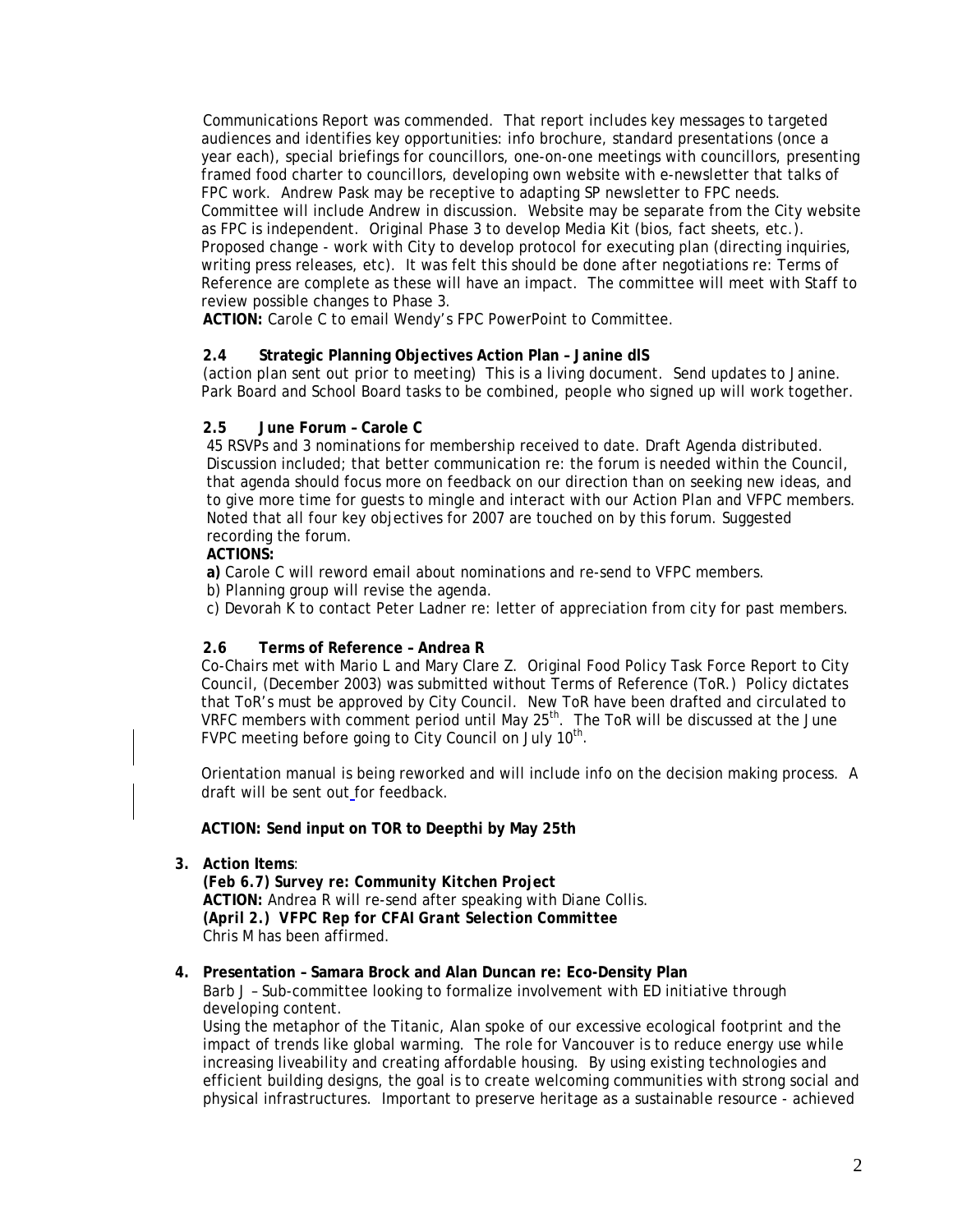Communications Report was commended. That report includes key messages to targeted audiences and identifies key opportunities: info brochure, standard presentations (once a year each), special briefings for councillors, one-on-one meetings with councillors, presenting framed food charter to councillors, developing own website with e-newsletter that talks of FPC work. Andrew Pask may be receptive to adapting SP newsletter to FPC needs. Committee will include Andrew in discussion. Website may be separate from the City website as FPC is independent. Original Phase 3 to develop Media Kit (bios, fact sheets, etc.). Proposed change - work with City to develop protocol for executing plan (directing inquiries, writing press releases, etc). It was felt this should be done after negotiations re: Terms of Reference are complete as these will have an impact. The committee will meet with Staff to review possible changes to Phase 3.

**ACTION:** Carole C to email Wendy's FPC PowerPoint to Committee.

**2.4 Strategic Planning Objectives Action Plan – Janine dlS**

*(action plan sent out prior to meeting)* This is a living document. Send updates to Janine. Park Board and School Board tasks to be combined, people who signed up will work together.

**2.5 June Forum – Carole C**

45 RSVPs and 3 nominations for membership received to date. Draft Agenda distributed. Discussion included; that better communication re: the forum is needed within the Council, that agenda should focus more on feedback on our direction than on seeking new ideas, and to give more time for guests to mingle and interact with our Action Plan and VFPC members. Noted that all four key objectives for 2007 are touched on by this forum. Suggested recording the forum.

**ACTIONS:**

**a)** Carole C will reword email about nominations and re-send to VFPC members.

b) Planning group will revise the agenda.

c) Devorah K to contact Peter Ladner re: letter of appreciation from city for past members.

**2.6 Terms of Reference – Andrea R**

Co-Chairs met with Mario L and Mary Clare Z. Original Food Policy Task Force Report to City Council, (December 2003) was submitted without Terms of Reference (ToR.) Policy dictates that ToR's must be approved by City Council. New ToR have been drafted and circulated to VRFC members with comment period until May 25th. The ToR will be discussed at the June FVPC meeting before going to City Council on July 10th.

Orientation manual is being reworked and will include info on the decision making process. A draft will be sent out for feedback.

**ACTION: Send input on TOR to Deepthi by May 25th**

3. **Action Items**:

   ***(Feb 6.7) Survey re: Community Kitchen Project***
   **ACTION:** Andrea R will re-send after speaking with Diane Collis.
   ***(April 2.) VFPC Rep for CFAI Grant Selection Committee***
   Chris M has been affirmed.

4. **Presentation – Samara Brock and Alan Duncan re: Eco-Density Plan**

   Barb J – Sub-committee looking to formalize involvement with ED initiative through developing content.

   Using the metaphor of the Titanic, Alan spoke of our excessive ecological footprint and the impact of trends like global warming. The role for Vancouver is to reduce energy use while increasing liveability and creating affordable housing. By using existing technologies and efficient building designs, the goal is to create welcoming communities with strong social and physical infrastructures. Important to preserve heritage as a sustainable resource - achieved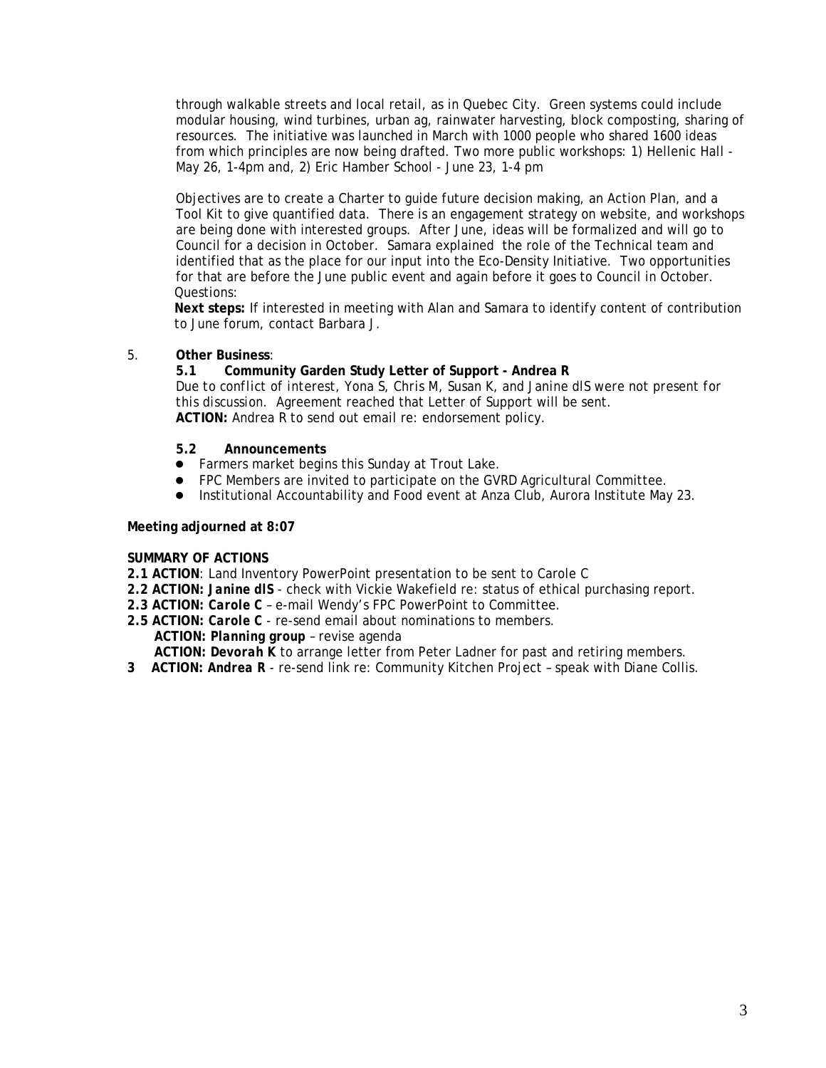through walkable streets and local retail, as in Quebec City. Green systems could include modular housing, wind turbines, urban ag, rainwater harvesting, block composting, sharing of resources. The initiative was launched in March with 1000 people who shared 1600 ideas from which principles are now being drafted. Two more public workshops: 1) Hellenic Hall - May 26, 1-4pm and, 2) Eric Hamber School - June 23, 1-4 pm

Objectives are to create a Charter to guide future decision making, an Action Plan, and a Tool Kit to give quantified data. There is an engagement strategy on website, and workshops are being done with interested groups. After June, ideas will be formalized and will go to Council for a decision in October. Samara explained the role of the Technical team and identified that as the place for our input into the Eco-Density Initiative. Two opportunities for that are before the June public event and again before it goes to Council in October. Questions:

**Next steps:** If interested in meeting with Alan and Samara to identify content of contribution to June forum, contact Barbara J.

5. **Other Business**:

**5.1 Community Garden Study Letter of Support - Andrea R**

*Due to conflict of interest, Yona S, Chris M, Susan K, and Janine dlS were not present for this discussion. Agreement reached that Letter of Support will be sent.*

**ACTION:** Andrea R to send out email re: endorsement policy.

**5.2 Announcements**

- Farmers market begins this Sunday at Trout Lake.
- FPC Members are invited to participate on the GVRD Agricultural Committee.
- Institutional Accountability and Food event at Anza Club, Aurora Institute May 23.

**Meeting adjourned at 8:07**

**SUMMARY OF ACTIONS**

**2.1 ACTION**: Land Inventory PowerPoint presentation to be sent to Carole C

**2.2 ACTION: *Janine dlS*** - check with Vickie Wakefield re: status of ethical purchasing report.

**2.3 ACTION: *Carole C*** – e-mail Wendy's FPC PowerPoint to Committee.

**2.5 ACTION: *Carole C*** - re-send email about nominations to members.

**ACTION: *Planning group*** – revise agenda

**ACTION: *Devorah K*** to arrange letter from Peter Ladner for past and retiring members.

**3 ACTION: *Andrea R*** - re-send link re: Community Kitchen Project – speak with Diane Collis.